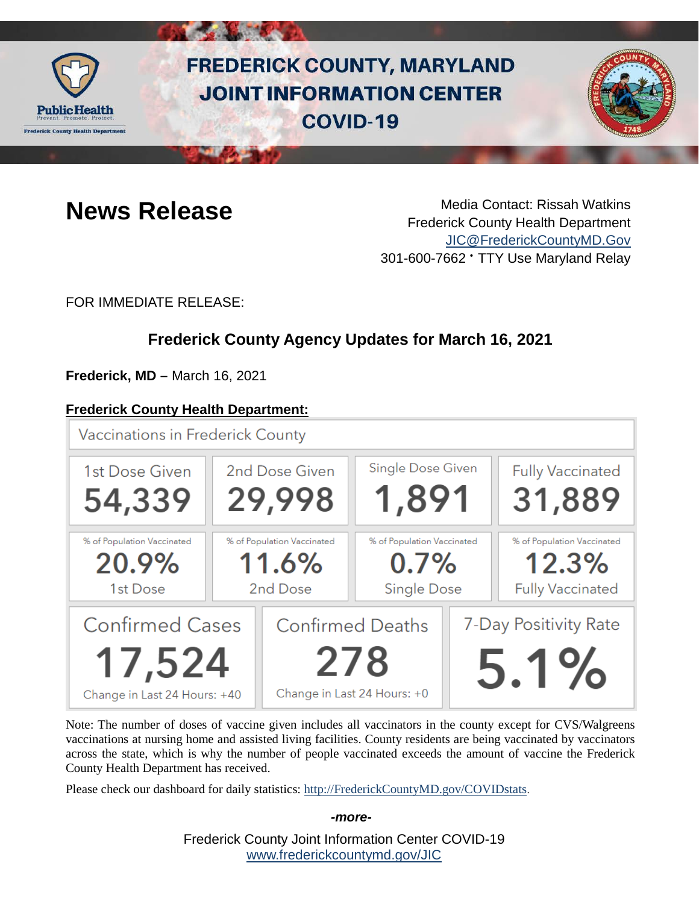# FREDERICK COUNTY, MARYLAND JOINT INFORMATION CENTER COVID-19

## News Release

Media Contact: Rissah Watkins
Frederick County Health Department
JIC@FrederickCountyMD.Gov
301-600-7662 • TTY Use Maryland Relay

FOR IMMEDIATE RELEASE:

### Frederick County Agency Updates for March 16, 2021

**Frederick, MD –** March 16, 2021

**Frederick County Health Department:**

Vaccinations in Frederick County

| 1st Dose Given | 2nd Dose Given | Single Dose Given | Fully Vaccinated |
|---|---|---|---|
| 54,339 | 29,998 | 1,891 | 31,889 |
| % of Population Vaccinated 20.9% 1st Dose | % of Population Vaccinated 11.6% 2nd Dose | % of Population Vaccinated 0.7% Single Dose | % of Population Vaccinated 12.3% Fully Vaccinated |

| Confirmed Cases | Confirmed Deaths | 7-Day Positivity Rate |
|---|---|---|
| 17,524 | 278 | 5.1% |
| Change in Last 24 Hours: +40 | Change in Last 24 Hours: +0 | |

Note: The number of doses of vaccine given includes all vaccinators in the county except for CVS/Walgreens vaccinations at nursing home and assisted living facilities. County residents are being vaccinated by vaccinators across the state, which is why the number of people vaccinated exceeds the amount of vaccine the Frederick County Health Department has received.

Please check our dashboard for daily statistics: http://FrederickCountyMD.gov/COVIDstats.

*-more-*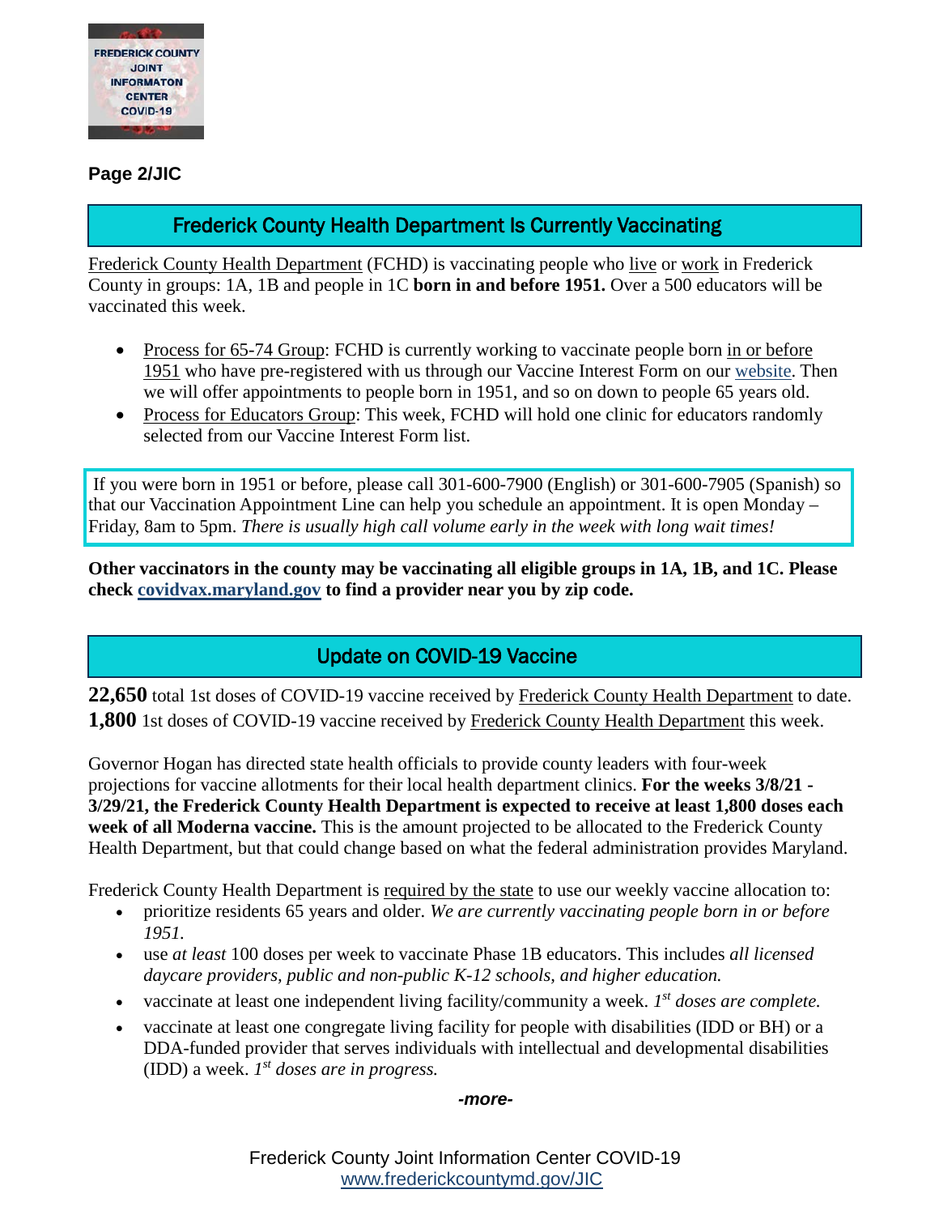**Page 2/JIC**

## Frederick County Health Department Is Currently Vaccinating

Frederick County Health Department (FCHD) is vaccinating people who live or work in Frederick County in groups: 1A, 1B and people in 1C **born in and before 1951.** Over a 500 educators will be vaccinated this week.

- Process for 65-74 Group: FCHD is currently working to vaccinate people born in or before 1951 who have pre-registered with us through our Vaccine Interest Form on our website. Then we will offer appointments to people born in 1951, and so on down to people 65 years old.
- Process for Educators Group: This week, FCHD will hold one clinic for educators randomly selected from our Vaccine Interest Form list.

If you were born in 1951 or before, please call 301-600-7900 (English) or 301-600-7905 (Spanish) so that our Vaccination Appointment Line can help you schedule an appointment. It is open Monday – Friday, 8am to 5pm. *There is usually high call volume early in the week with long wait times!*

**Other vaccinators in the county may be vaccinating all eligible groups in 1A, 1B, and 1C. Please check covidvax.maryland.gov to find a provider near you by zip code.**

## Update on COVID-19 Vaccine

**22,650** total 1st doses of COVID-19 vaccine received by Frederick County Health Department to date.
**1,800** 1st doses of COVID-19 vaccine received by Frederick County Health Department this week.

Governor Hogan has directed state health officials to provide county leaders with four-week projections for vaccine allotments for their local health department clinics. **For the weeks 3/8/21 - 3/29/21, the Frederick County Health Department is expected to receive at least 1,800 doses each week of all Moderna vaccine.** This is the amount projected to be allocated to the Frederick County Health Department, but that could change based on what the federal administration provides Maryland.

Frederick County Health Department is required by the state to use our weekly vaccine allocation to:

- prioritize residents 65 years and older. *We are currently vaccinating people born in or before 1951.*
- use *at least* 100 doses per week to vaccinate Phase 1B educators. This includes *all licensed daycare providers, public and non-public K-12 schools, and higher education.*
- vaccinate at least one independent living facility/community a week. *1st doses are complete.*
- vaccinate at least one congregate living facility for people with disabilities (IDD or BH) or a DDA-funded provider that serves individuals with intellectual and developmental disabilities (IDD) a week. *1st doses are in progress.*

***-more-***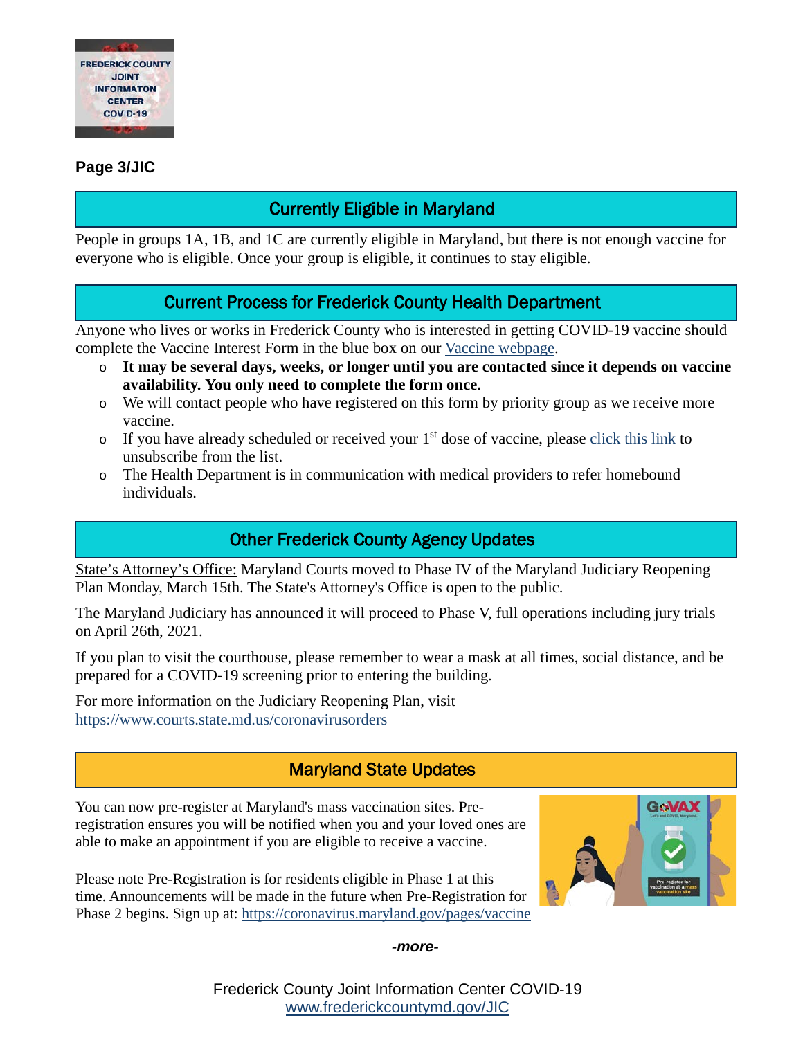**Page 3/JIC**

## Currently Eligible in Maryland

People in groups 1A, 1B, and 1C are currently eligible in Maryland, but there is not enough vaccine for everyone who is eligible. Once your group is eligible, it continues to stay eligible.

## Current Process for Frederick County Health Department

Anyone who lives or works in Frederick County who is interested in getting COVID-19 vaccine should complete the Vaccine Interest Form in the blue box on our Vaccine webpage.

- **It may be several days, weeks, or longer until you are contacted since it depends on vaccine availability. You only need to complete the form once.**
- We will contact people who have registered on this form by priority group as we receive more vaccine.
- If you have already scheduled or received your 1st dose of vaccine, please click this link to unsubscribe from the list.
- The Health Department is in communication with medical providers to refer homebound individuals.

## Other Frederick County Agency Updates

State's Attorney's Office: Maryland Courts moved to Phase IV of the Maryland Judiciary Reopening Plan Monday, March 15th. The State's Attorney's Office is open to the public.

The Maryland Judiciary has announced it will proceed to Phase V, full operations including jury trials on April 26th, 2021.

If you plan to visit the courthouse, please remember to wear a mask at all times, social distance, and be prepared for a COVID-19 screening prior to entering the building.

For more information on the Judiciary Reopening Plan, visit https://www.courts.state.md.us/coronavirusorders

## Maryland State Updates

You can now pre-register at Maryland's mass vaccination sites. Pre-registration ensures you will be notified when you and your loved ones are able to make an appointment if you are eligible to receive a vaccine.

Please note Pre-Registration is for residents eligible in Phase 1 at this time. Announcements will be made in the future when Pre-Registration for Phase 2 begins. Sign up at: https://coronavirus.maryland.gov/pages/vaccine

*-more-*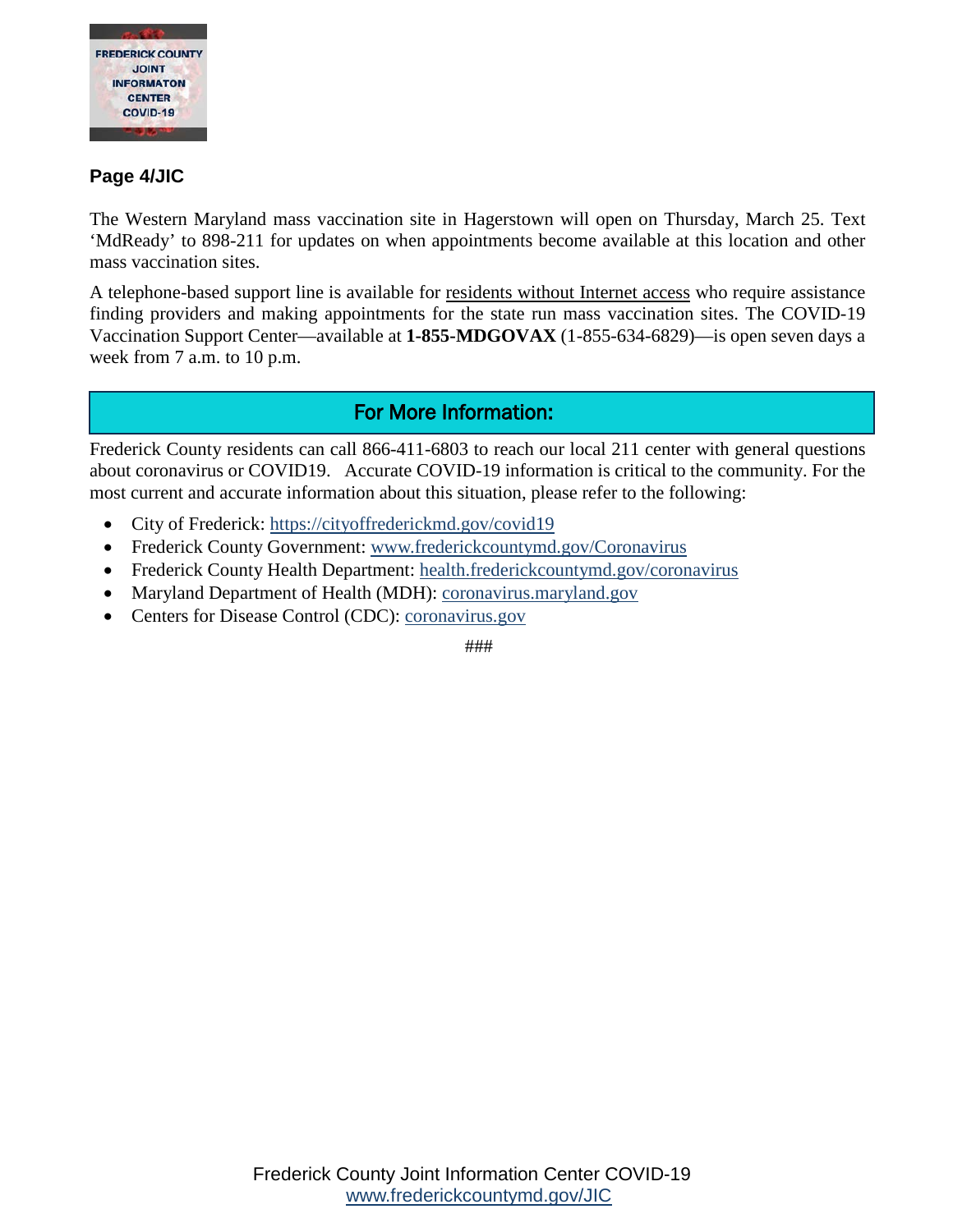**Page 4/JIC**

The Western Maryland mass vaccination site in Hagerstown will open on Thursday, March 25. Text 'MdReady' to 898-211 for updates on when appointments become available at this location and other mass vaccination sites.

A telephone-based support line is available for residents without Internet access who require assistance finding providers and making appointments for the state run mass vaccination sites. The COVID-19 Vaccination Support Center—available at **1-855-MDGOVAX** (1-855-634-6829)—is open seven days a week from 7 a.m. to 10 p.m.

## For More Information:

Frederick County residents can call 866-411-6803 to reach our local 211 center with general questions about coronavirus or COVID19. Accurate COVID-19 information is critical to the community. For the most current and accurate information about this situation, please refer to the following:

- City of Frederick: https://cityoffrederickmd.gov/covid19
- Frederick County Government: www.frederickcountymd.gov/Coronavirus
- Frederick County Health Department: health.frederickcountymd.gov/coronavirus
- Maryland Department of Health (MDH): coronavirus.maryland.gov
- Centers for Disease Control (CDC): coronavirus.gov

###